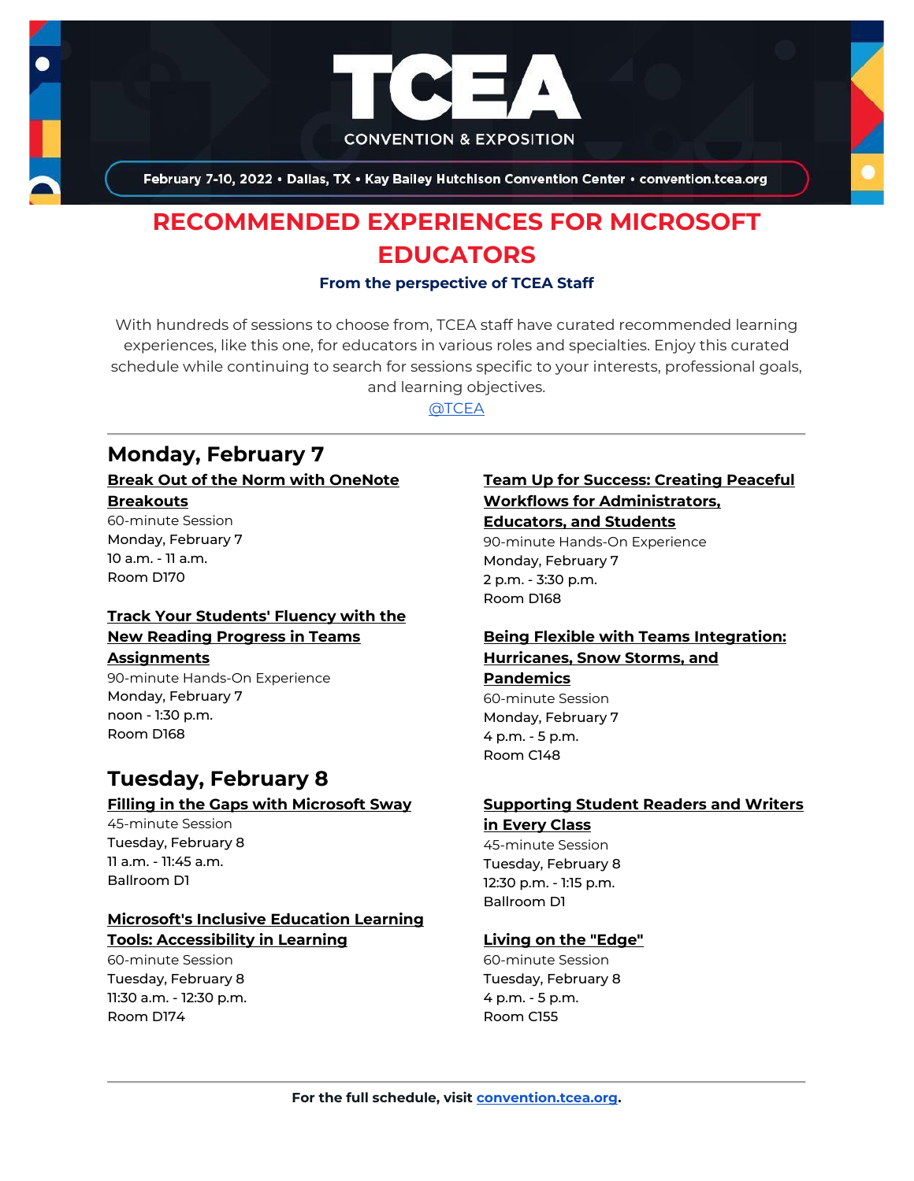TCEA

CONVENTION & EXPOSITION

February 7-10, 2022 • Dallas, TX • Kay Bailey Hutchison Convention Center • convention.tcea.org

# RECOMMENDED EXPERIENCES FOR MICROSOFT EDUCATORS

**From the perspective of TCEA Staff**

With hundreds of sessions to choose from, TCEA staff have curated recommended learning experiences, like this one, for educators in various roles and specialties. Enjoy this curated schedule while continuing to search for sessions specific to your interests, professional goals, and learning objectives.

@TCEA

---

## Monday, February 7

**Break Out of the Norm with OneNote Breakouts**
60-minute Session
Monday, February 7
10 a.m. - 11 a.m.
Room D170

**Track Your Students' Fluency with the New Reading Progress in Teams Assignments**
90-minute Hands-On Experience
Monday, February 7
noon - 1:30 p.m.
Room D168

**Team Up for Success: Creating Peaceful Workflows for Administrators, Educators, and Students**
90-minute Hands-On Experience
Monday, February 7
2 p.m. - 3:30 p.m.
Room D168

**Being Flexible with Teams Integration: Hurricanes, Snow Storms, and Pandemics**
60-minute Session
Monday, February 7
4 p.m. - 5 p.m.
Room C148

## Tuesday, February 8

**Filling in the Gaps with Microsoft Sway**
45-minute Session
Tuesday, February 8
11 a.m. - 11:45 a.m.
Ballroom D1

**Microsoft's Inclusive Education Learning Tools: Accessibility in Learning**
60-minute Session
Tuesday, February 8
11:30 a.m. - 12:30 p.m.
Room D174

**Supporting Student Readers and Writers in Every Class**
45-minute Session
Tuesday, February 8
12:30 p.m. - 1:15 p.m.
Ballroom D1

**Living on the "Edge"**
60-minute Session
Tuesday, February 8
4 p.m. - 5 p.m.
Room C155

---

**For the full schedule, visit convention.tcea.org.**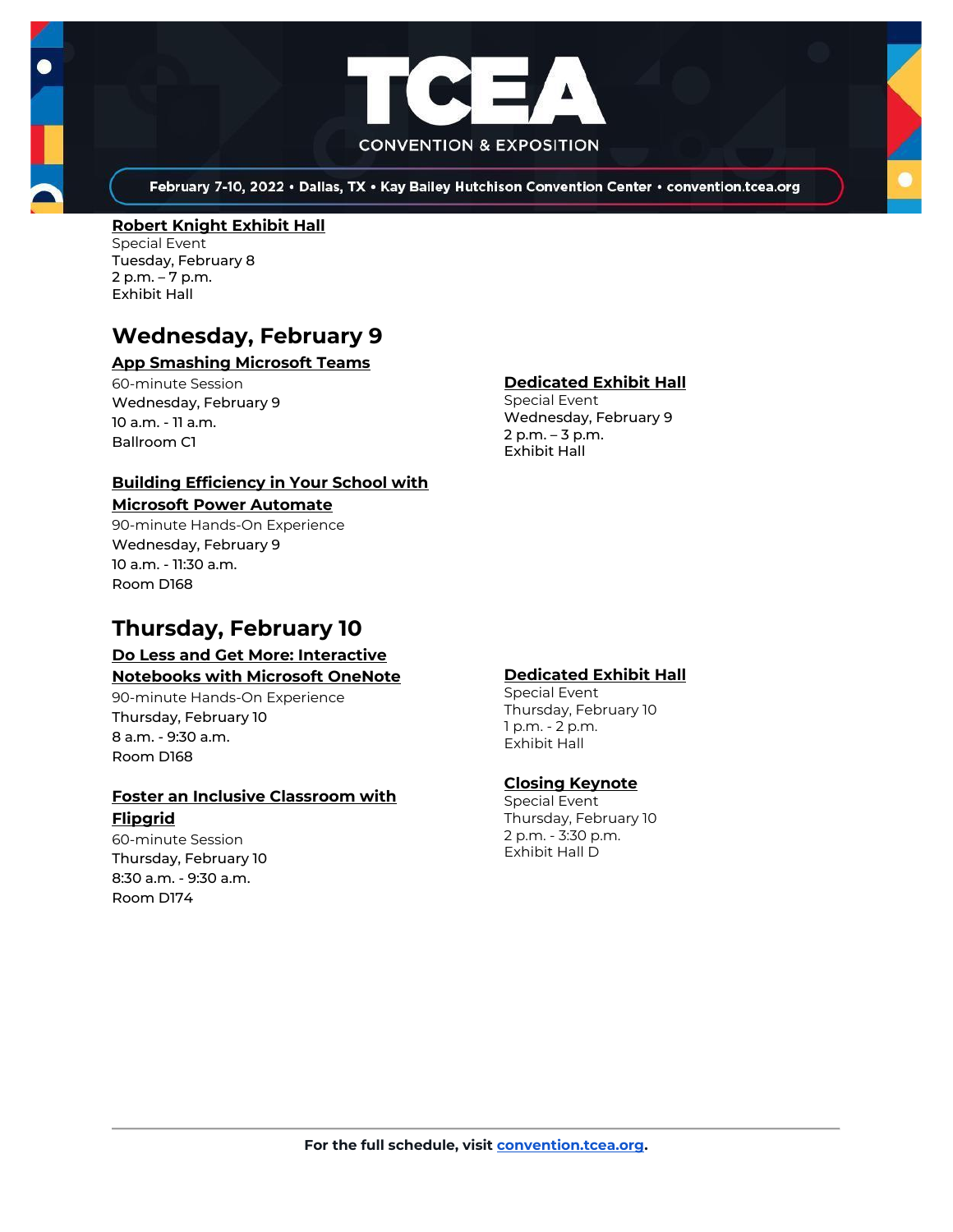**Robert Knight Exhibit Hall**
Special Event
Tuesday, February 8
2 p.m. – 7 p.m.
Exhibit Hall

## Wednesday, February 9

**App Smashing Microsoft Teams**
60-minute Session
Wednesday, February 9
10 a.m. - 11 a.m.
Ballroom C1

**Building Efficiency in Your School with Microsoft Power Automate**
90-minute Hands-On Experience
Wednesday, February 9
10 a.m. - 11:30 a.m.
Room D168

**Dedicated Exhibit Hall**
Special Event
Wednesday, February 9
2 p.m. – 3 p.m.
Exhibit Hall

## Thursday, February 10

**Do Less and Get More: Interactive Notebooks with Microsoft OneNote**
90-minute Hands-On Experience
Thursday, February 10
8 a.m. - 9:30 a.m.
Room D168

**Foster an Inclusive Classroom with Flipgrid**
60-minute Session
Thursday, February 10
8:30 a.m. - 9:30 a.m.
Room D174

**Dedicated Exhibit Hall**
Special Event
Thursday, February 10
1 p.m. - 2 p.m.
Exhibit Hall

**Closing Keynote**
Special Event
Thursday, February 10
2 p.m. - 3:30 p.m.
Exhibit Hall D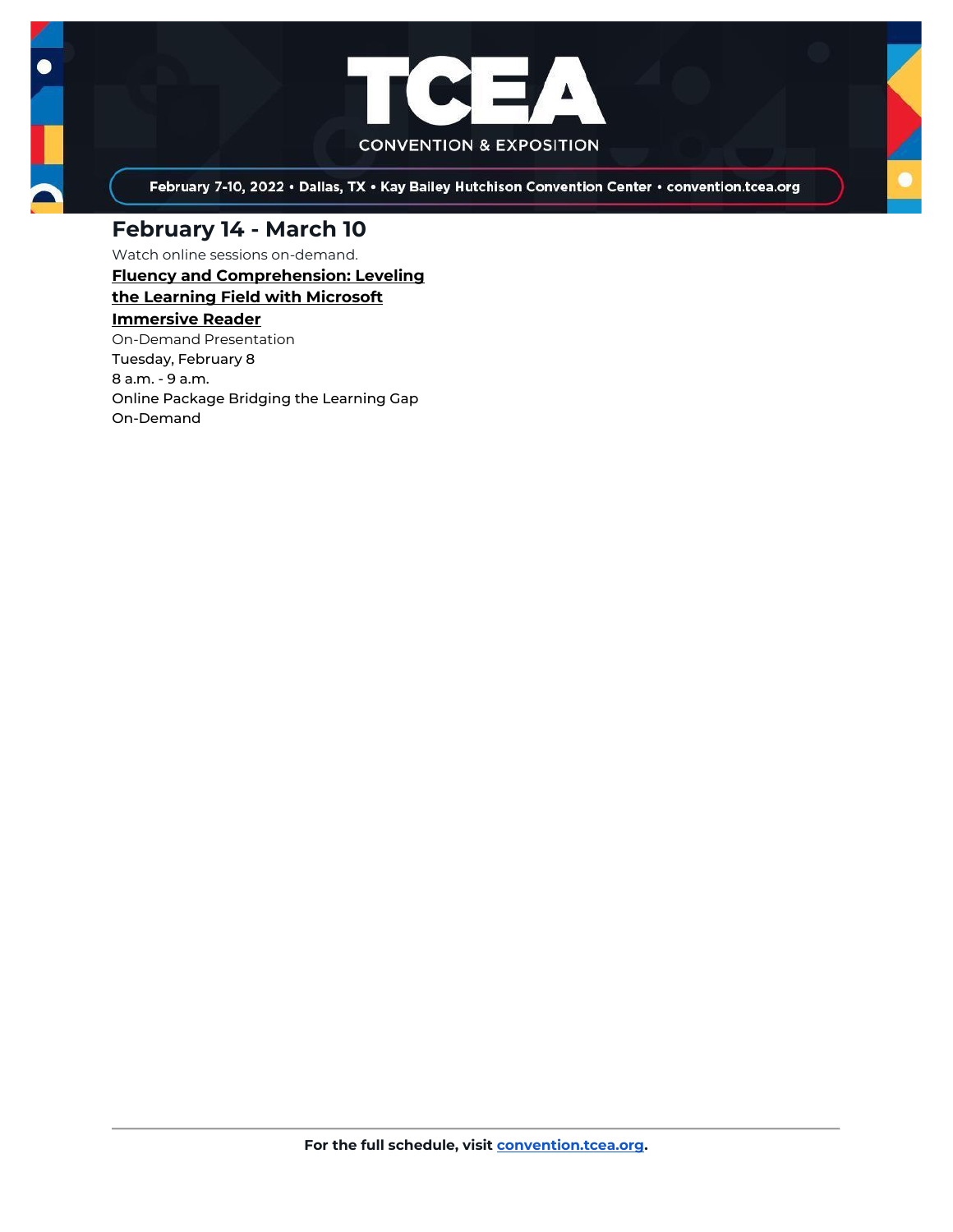## February 14 - March 10

Watch online sessions on-demand.

**Fluency and Comprehension: Leveling the Learning Field with Microsoft Immersive Reader**

On-Demand Presentation
Tuesday, February 8
8 a.m. - 9 a.m.
Online Package Bridging the Learning Gap
On-Demand

**For the full schedule, visit convention.tcea.org.**